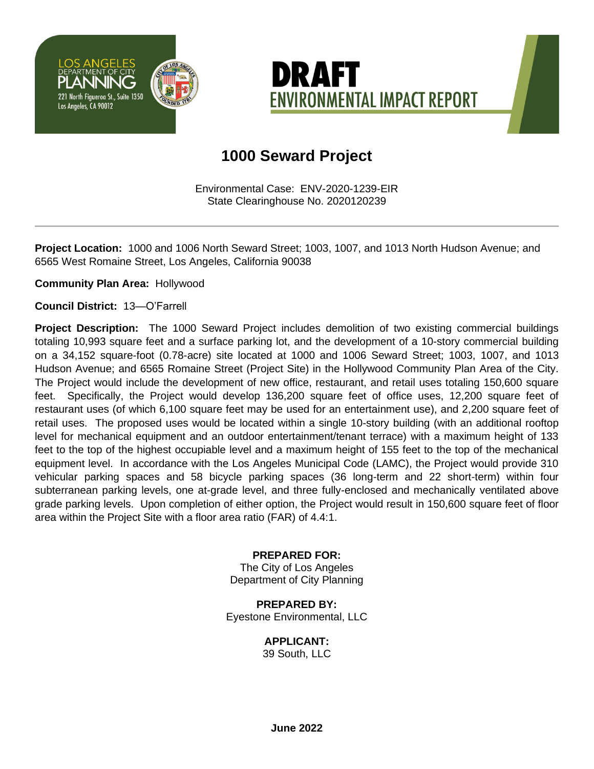LOS ANGELES DEPARTMENT OF CITY PLANNING
221 North Figueroa St., Suite 1350
Los Angeles, CA 90012

# DRAFT ENVIRONMENTAL IMPACT REPORT

## 1000 Seward Project

Environmental Case: ENV-2020-1239-EIR
State Clearinghouse No. 2020120239

---

**Project Location:** 1000 and 1006 North Seward Street; 1003, 1007, and 1013 North Hudson Avenue; and 6565 West Romaine Street, Los Angeles, California 90038

**Community Plan Area:** Hollywood

**Council District:** 13—O'Farrell

**Project Description:** The 1000 Seward Project includes demolition of two existing commercial buildings totaling 10,993 square feet and a surface parking lot, and the development of a 10-story commercial building on a 34,152 square-foot (0.78-acre) site located at 1000 and 1006 Seward Street; 1003, 1007, and 1013 Hudson Avenue; and 6565 Romaine Street (Project Site) in the Hollywood Community Plan Area of the City. The Project would include the development of new office, restaurant, and retail uses totaling 150,600 square feet. Specifically, the Project would develop 136,200 square feet of office uses, 12,200 square feet of restaurant uses (of which 6,100 square feet may be used for an entertainment use), and 2,200 square feet of retail uses. The proposed uses would be located within a single 10-story building (with an additional rooftop level for mechanical equipment and an outdoor entertainment/tenant terrace) with a maximum height of 133 feet to the top of the highest occupiable level and a maximum height of 155 feet to the top of the mechanical equipment level. In accordance with the Los Angeles Municipal Code (LAMC), the Project would provide 310 vehicular parking spaces and 58 bicycle parking spaces (36 long-term and 22 short-term) within four subterranean parking levels, one at-grade level, and three fully-enclosed and mechanically ventilated above grade parking levels. Upon completion of either option, the Project would result in 150,600 square feet of floor area within the Project Site with a floor area ratio (FAR) of 4.4:1.

**PREPARED FOR:**
The City of Los Angeles
Department of City Planning

**PREPARED BY:**
Eyestone Environmental, LLC

**APPLICANT:**
39 South, LLC

**June 2022**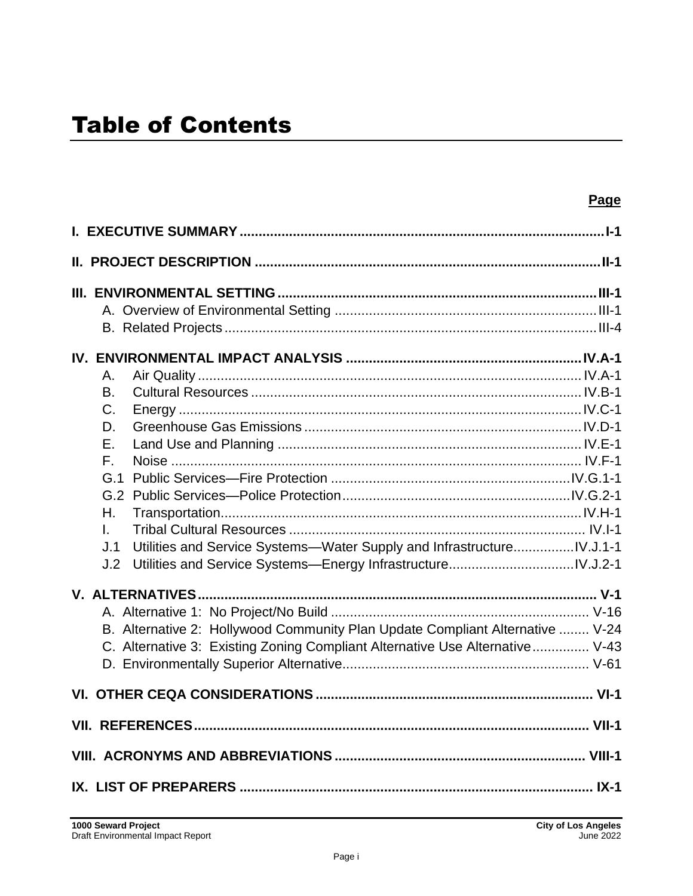# Table of Contents

**Page**

| | |
|---|---|
| **I. EXECUTIVE SUMMARY** | **I-1** |
| **II. PROJECT DESCRIPTION** | **II-1** |
| **III. ENVIRONMENTAL SETTING** | **III-1** |
| A. Overview of Environmental Setting | III-1 |
| B. Related Projects | III-4 |
| **IV. ENVIRONMENTAL IMPACT ANALYSIS** | **IV.A-1** |
| A. Air Quality | IV.A-1 |
| B. Cultural Resources | IV.B-1 |
| C. Energy | IV.C-1 |
| D. Greenhouse Gas Emissions | IV.D-1 |
| E. Land Use and Planning | IV.E-1 |
| F. Noise | IV.F-1 |
| G.1 Public Services—Fire Protection | IV.G.1-1 |
| G.2 Public Services—Police Protection | IV.G.2-1 |
| H. Transportation | IV.H-1 |
| I. Tribal Cultural Resources | IV.I-1 |
| J.1 Utilities and Service Systems—Water Supply and Infrastructure | IV.J.1-1 |
| J.2 Utilities and Service Systems—Energy Infrastructure | IV.J.2-1 |
| **V. ALTERNATIVES** | **V-1** |
| A. Alternative 1: No Project/No Build | V-16 |
| B. Alternative 2: Hollywood Community Plan Update Compliant Alternative | V-24 |
| C. Alternative 3: Existing Zoning Compliant Alternative Use Alternative | V-43 |
| D. Environmentally Superior Alternative | V-61 |
| **VI. OTHER CEQA CONSIDERATIONS** | **VI-1** |
| **VII. REFERENCES** | **VII-1** |
| **VIII. ACRONYMS AND ABBREVIATIONS** | **VIII-1** |
| **IX. LIST OF PREPARERS** | **IX-1** |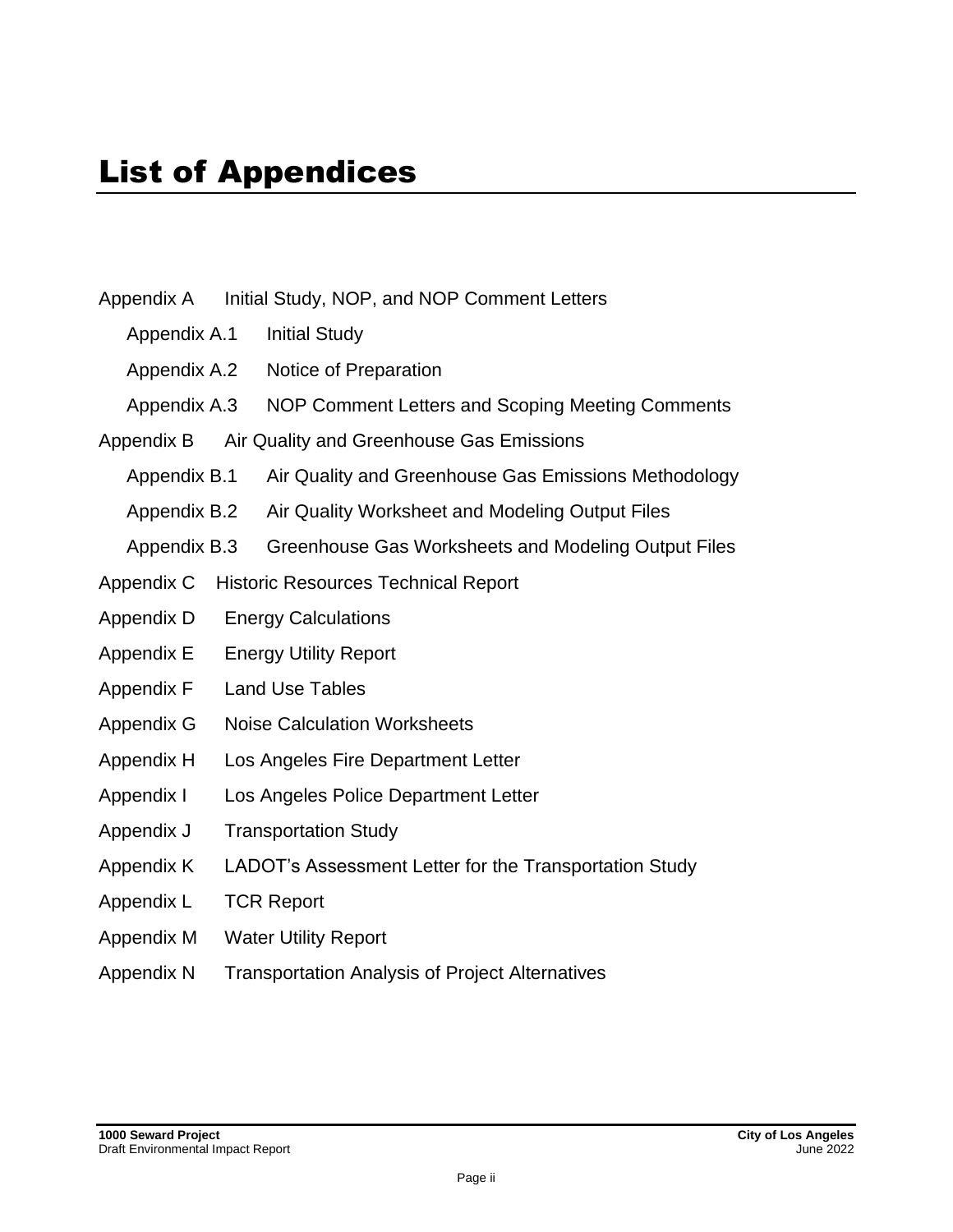# List of Appendices

Appendix A Initial Study, NOP, and NOP Comment Letters

- Appendix A.1 Initial Study
- Appendix A.2 Notice of Preparation
- Appendix A.3 NOP Comment Letters and Scoping Meeting Comments

Appendix B Air Quality and Greenhouse Gas Emissions

- Appendix B.1 Air Quality and Greenhouse Gas Emissions Methodology
- Appendix B.2 Air Quality Worksheet and Modeling Output Files
- Appendix B.3 Greenhouse Gas Worksheets and Modeling Output Files

Appendix C Historic Resources Technical Report

Appendix D Energy Calculations

Appendix E Energy Utility Report

Appendix F Land Use Tables

Appendix G Noise Calculation Worksheets

Appendix H Los Angeles Fire Department Letter

Appendix I Los Angeles Police Department Letter

Appendix J Transportation Study

Appendix K LADOT's Assessment Letter for the Transportation Study

Appendix L TCR Report

Appendix M Water Utility Report

Appendix N Transportation Analysis of Project Alternatives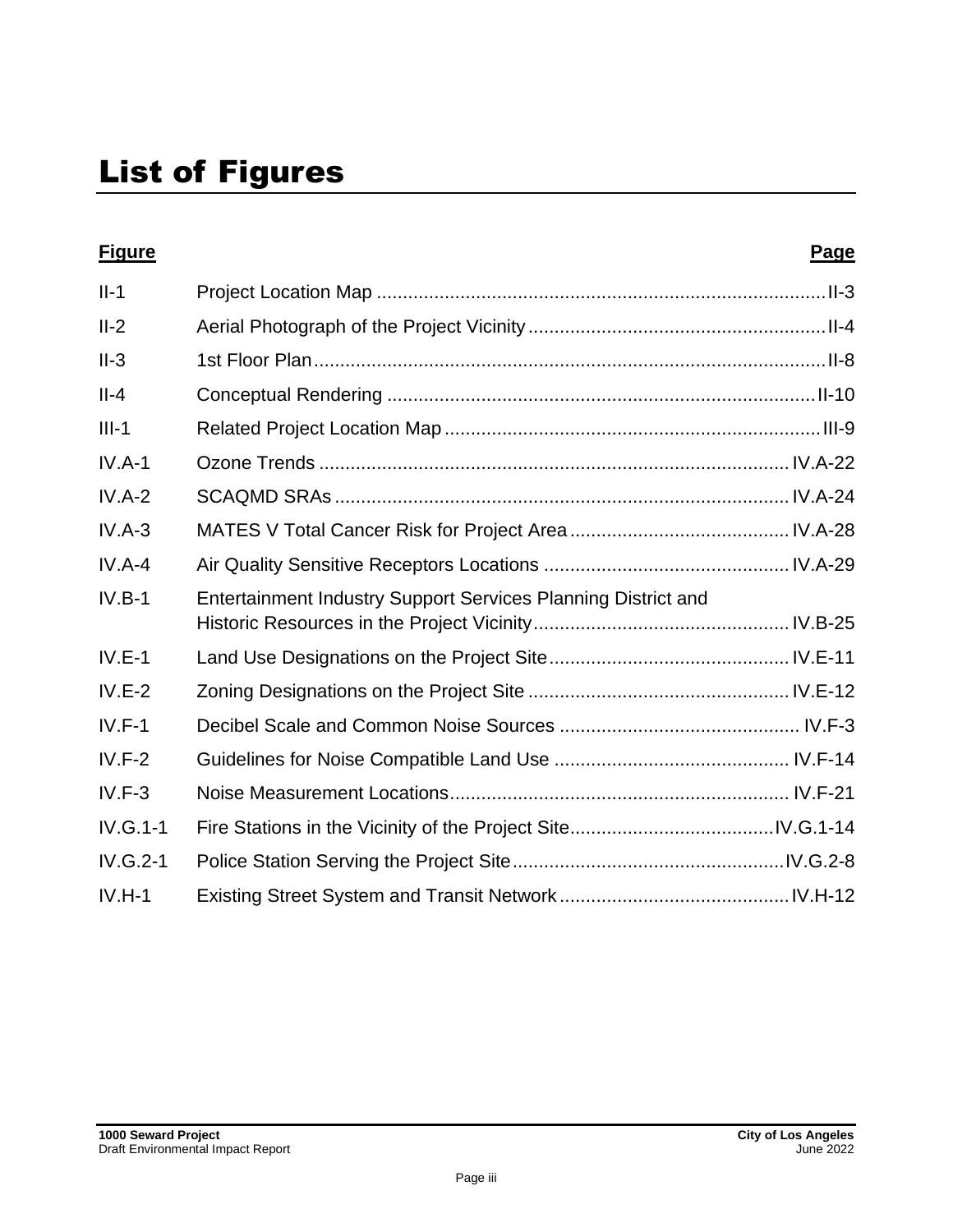# List of Figures

| Figure | | Page |
|---|---|---|
| II-1 | Project Location Map | II-3 |
| II-2 | Aerial Photograph of the Project Vicinity | II-4 |
| II-3 | 1st Floor Plan | II-8 |
| II-4 | Conceptual Rendering | II-10 |
| III-1 | Related Project Location Map | III-9 |
| IV.A-1 | Ozone Trends | IV.A-22 |
| IV.A-2 | SCAQMD SRAs | IV.A-24 |
| IV.A-3 | MATES V Total Cancer Risk for Project Area | IV.A-28 |
| IV.A-4 | Air Quality Sensitive Receptors Locations | IV.A-29 |
| IV.B-1 | Entertainment Industry Support Services Planning District and Historic Resources in the Project Vicinity | IV.B-25 |
| IV.E-1 | Land Use Designations on the Project Site | IV.E-11 |
| IV.E-2 | Zoning Designations on the Project Site | IV.E-12 |
| IV.F-1 | Decibel Scale and Common Noise Sources | IV.F-3 |
| IV.F-2 | Guidelines for Noise Compatible Land Use | IV.F-14 |
| IV.F-3 | Noise Measurement Locations | IV.F-21 |
| IV.G.1-1 | Fire Stations in the Vicinity of the Project Site | IV.G.1-14 |
| IV.G.2-1 | Police Station Serving the Project Site | IV.G.2-8 |
| IV.H-1 | Existing Street System and Transit Network | IV.H-12 |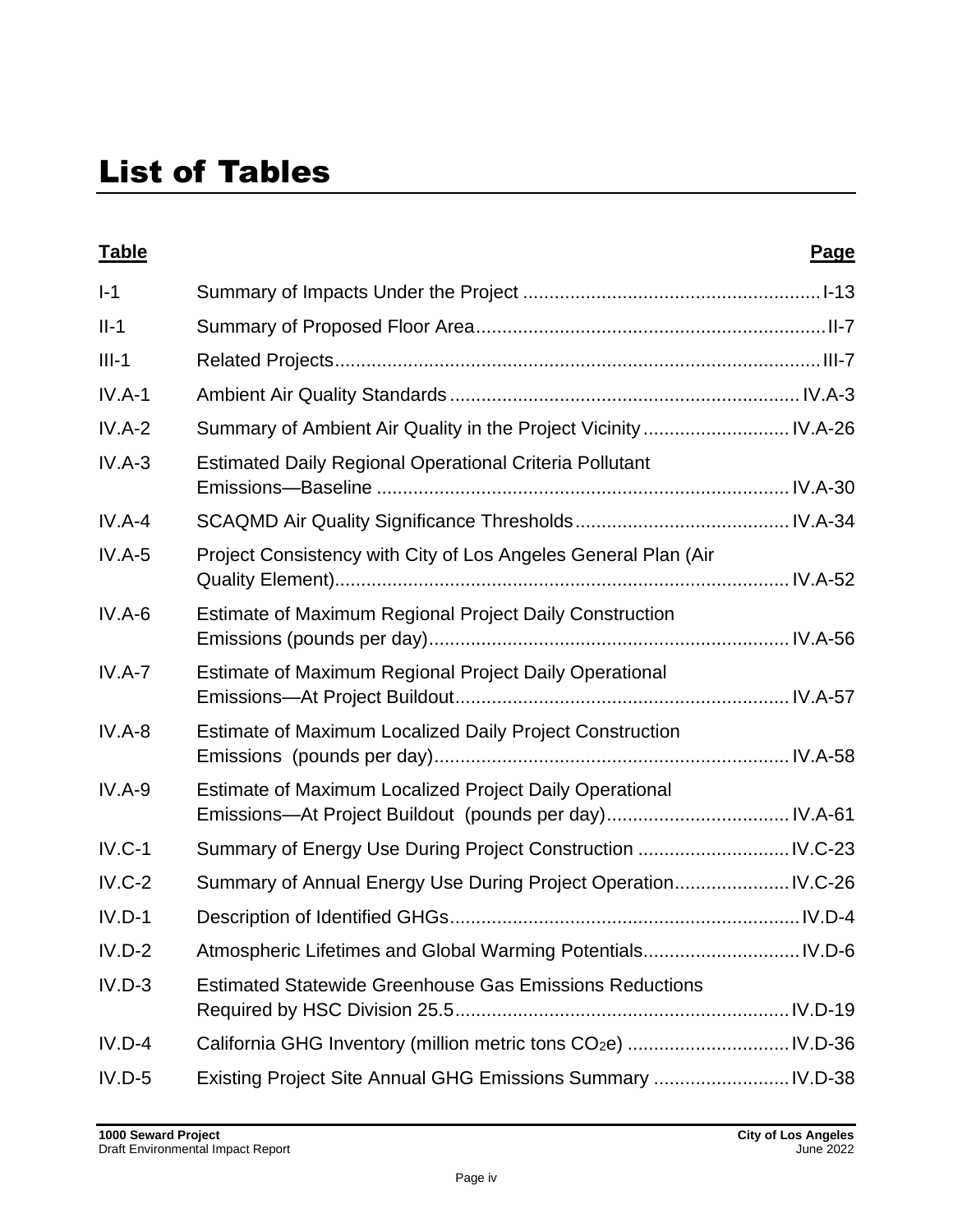# List of Tables

| Table | | Page |
|---|---|---|
| I-1 | Summary of Impacts Under the Project | I-13 |
| II-1 | Summary of Proposed Floor Area | II-7 |
| III-1 | Related Projects | III-7 |
| IV.A-1 | Ambient Air Quality Standards | IV.A-3 |
| IV.A-2 | Summary of Ambient Air Quality in the Project Vicinity | IV.A-26 |
| IV.A-3 | Estimated Daily Regional Operational Criteria Pollutant Emissions—Baseline | IV.A-30 |
| IV.A-4 | SCAQMD Air Quality Significance Thresholds | IV.A-34 |
| IV.A-5 | Project Consistency with City of Los Angeles General Plan (Air Quality Element) | IV.A-52 |
| IV.A-6 | Estimate of Maximum Regional Project Daily Construction Emissions (pounds per day) | IV.A-56 |
| IV.A-7 | Estimate of Maximum Regional Project Daily Operational Emissions—At Project Buildout | IV.A-57 |
| IV.A-8 | Estimate of Maximum Localized Daily Project Construction Emissions (pounds per day) | IV.A-58 |
| IV.A-9 | Estimate of Maximum Localized Project Daily Operational Emissions—At Project Buildout (pounds per day) | IV.A-61 |
| IV.C-1 | Summary of Energy Use During Project Construction | IV.C-23 |
| IV.C-2 | Summary of Annual Energy Use During Project Operation | IV.C-26 |
| IV.D-1 | Description of Identified GHGs | IV.D-4 |
| IV.D-2 | Atmospheric Lifetimes and Global Warming Potentials | IV.D-6 |
| IV.D-3 | Estimated Statewide Greenhouse Gas Emissions Reductions Required by HSC Division 25.5 | IV.D-19 |
| IV.D-4 | California GHG Inventory (million metric tons $CO_2e$) | IV.D-36 |
| IV.D-5 | Existing Project Site Annual GHG Emissions Summary | IV.D-38 |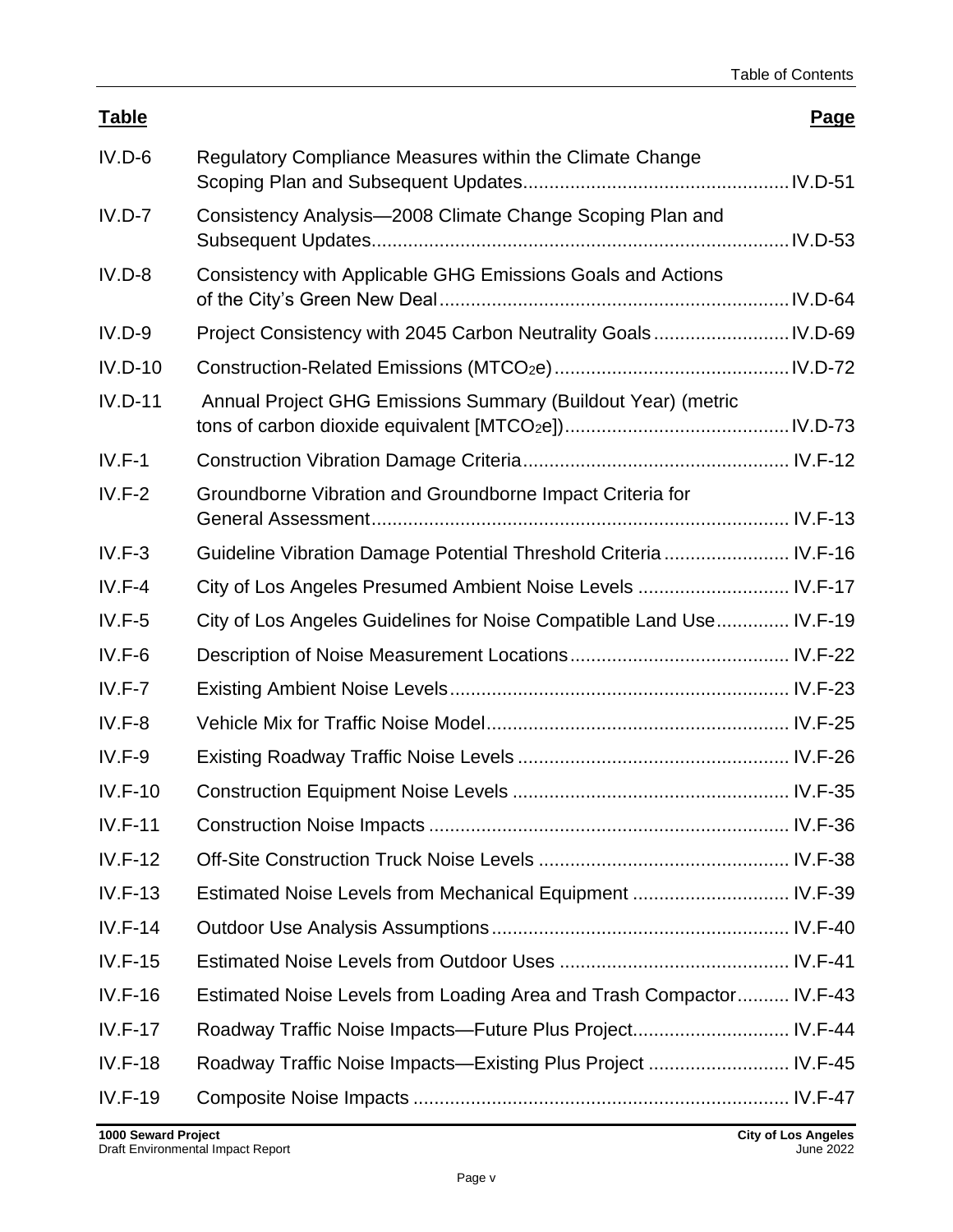| Table | | Page |
|---|---|---|
| IV.D-6 | Regulatory Compliance Measures within the Climate Change Scoping Plan and Subsequent Updates | IV.D-51 |
| IV.D-7 | Consistency Analysis—2008 Climate Change Scoping Plan and Subsequent Updates | IV.D-53 |
| IV.D-8 | Consistency with Applicable GHG Emissions Goals and Actions of the City's Green New Deal | IV.D-64 |
| IV.D-9 | Project Consistency with 2045 Carbon Neutrality Goals | IV.D-69 |
| IV.D-10 | Construction-Related Emissions ($MTCO_2e$) | IV.D-72 |
| IV.D-11 | Annual Project GHG Emissions Summary (Buildout Year) (metric tons of carbon dioxide equivalent [$MTCO_2e$]) | IV.D-73 |
| IV.F-1 | Construction Vibration Damage Criteria | IV.F-12 |
| IV.F-2 | Groundborne Vibration and Groundborne Impact Criteria for General Assessment | IV.F-13 |
| IV.F-3 | Guideline Vibration Damage Potential Threshold Criteria | IV.F-16 |
| IV.F-4 | City of Los Angeles Presumed Ambient Noise Levels | IV.F-17 |
| IV.F-5 | City of Los Angeles Guidelines for Noise Compatible Land Use | IV.F-19 |
| IV.F-6 | Description of Noise Measurement Locations | IV.F-22 |
| IV.F-7 | Existing Ambient Noise Levels | IV.F-23 |
| IV.F-8 | Vehicle Mix for Traffic Noise Model | IV.F-25 |
| IV.F-9 | Existing Roadway Traffic Noise Levels | IV.F-26 |
| IV.F-10 | Construction Equipment Noise Levels | IV.F-35 |
| IV.F-11 | Construction Noise Impacts | IV.F-36 |
| IV.F-12 | Off-Site Construction Truck Noise Levels | IV.F-38 |
| IV.F-13 | Estimated Noise Levels from Mechanical Equipment | IV.F-39 |
| IV.F-14 | Outdoor Use Analysis Assumptions | IV.F-40 |
| IV.F-15 | Estimated Noise Levels from Outdoor Uses | IV.F-41 |
| IV.F-16 | Estimated Noise Levels from Loading Area and Trash Compactor | IV.F-43 |
| IV.F-17 | Roadway Traffic Noise Impacts—Future Plus Project | IV.F-44 |
| IV.F-18 | Roadway Traffic Noise Impacts—Existing Plus Project | IV.F-45 |
| IV.F-19 | Composite Noise Impacts | IV.F-47 |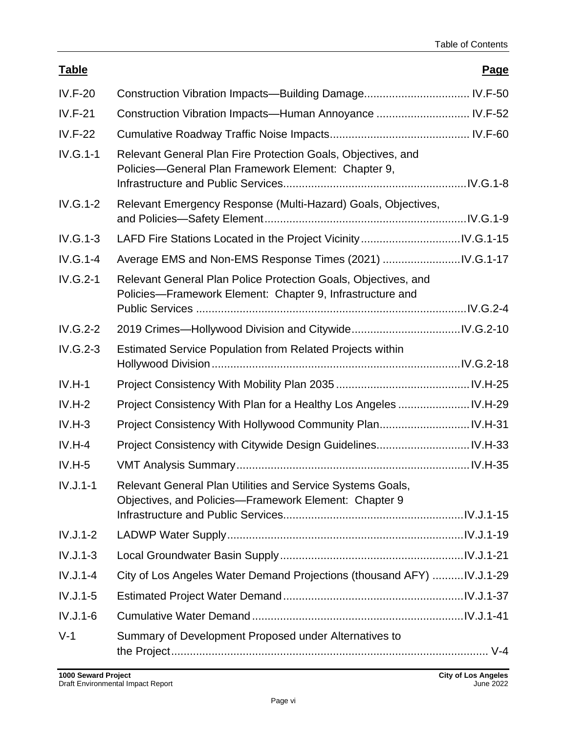| Table | | Page |
|---|---|---|
| IV.F-20 | Construction Vibration Impacts—Building Damage | IV.F-50 |
| IV.F-21 | Construction Vibration Impacts—Human Annoyance | IV.F-52 |
| IV.F-22 | Cumulative Roadway Traffic Noise Impacts | IV.F-60 |
| IV.G.1-1 | Relevant General Plan Fire Protection Goals, Objectives, and Policies—General Plan Framework Element: Chapter 9, Infrastructure and Public Services | IV.G.1-8 |
| IV.G.1-2 | Relevant Emergency Response (Multi-Hazard) Goals, Objectives, and Policies—Safety Element | IV.G.1-9 |
| IV.G.1-3 | LAFD Fire Stations Located in the Project Vicinity | IV.G.1-15 |
| IV.G.1-4 | Average EMS and Non-EMS Response Times (2021) | IV.G.1-17 |
| IV.G.2-1 | Relevant General Plan Police Protection Goals, Objectives, and Policies—Framework Element: Chapter 9, Infrastructure and Public Services | IV.G.2-4 |
| IV.G.2-2 | 2019 Crimes—Hollywood Division and Citywide | IV.G.2-10 |
| IV.G.2-3 | Estimated Service Population from Related Projects within Hollywood Division | IV.G.2-18 |
| IV.H-1 | Project Consistency With Mobility Plan 2035 | IV.H-25 |
| IV.H-2 | Project Consistency With Plan for a Healthy Los Angeles | IV.H-29 |
| IV.H-3 | Project Consistency With Hollywood Community Plan | IV.H-31 |
| IV.H-4 | Project Consistency with Citywide Design Guidelines | IV.H-33 |
| IV.H-5 | VMT Analysis Summary | IV.H-35 |
| IV.J.1-1 | Relevant General Plan Utilities and Service Systems Goals, Objectives, and Policies—Framework Element: Chapter 9 Infrastructure and Public Services | IV.J.1-15 |
| IV.J.1-2 | LADWP Water Supply | IV.J.1-19 |
| IV.J.1-3 | Local Groundwater Basin Supply | IV.J.1-21 |
| IV.J.1-4 | City of Los Angeles Water Demand Projections (thousand AFY) | IV.J.1-29 |
| IV.J.1-5 | Estimated Project Water Demand | IV.J.1-37 |
| IV.J.1-6 | Cumulative Water Demand | IV.J.1-41 |
| V-1 | Summary of Development Proposed under Alternatives to the Project | V-4 |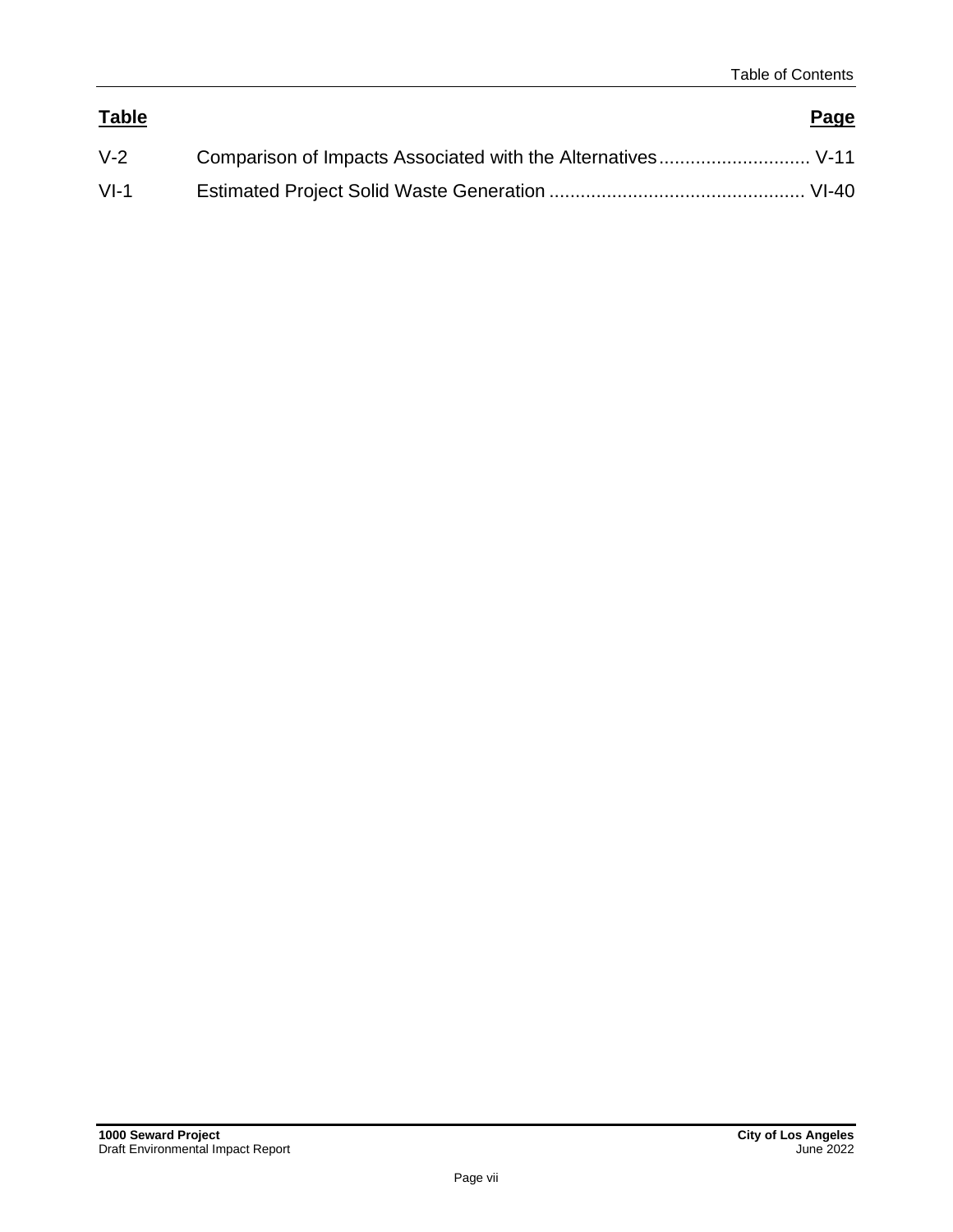| Table | | Page |
|---|---|---|
| V-2 | Comparison of Impacts Associated with the Alternatives | V-11 |
| VI-1 | Estimated Project Solid Waste Generation | VI-40 |